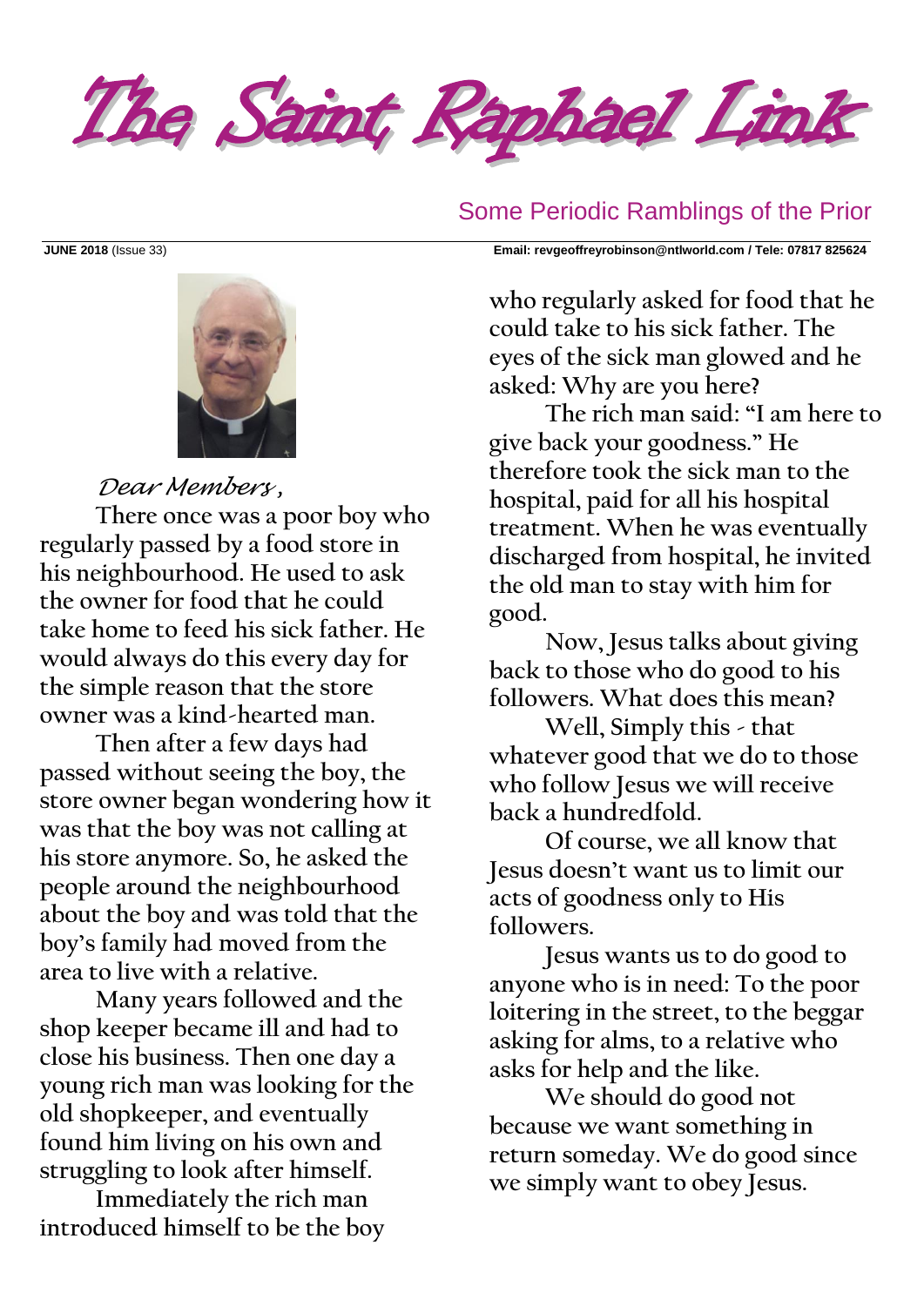# The Saint Raphael Link

Some Periodic Ramblings of the Prior

**JUNE 2018** (Issue 33) **Email: revgeoffreyrobinson@ntlworld.com / Tele: 07817 825624**

*Dear Members,*

There once was a poor boy who regularly passed by a food store in his neighbourhood. He used to ask the owner for food that he could take home to feed his sick father. He would always do this every day for the simple reason that the store owner was a kind-hearted man.

Then after a few days had passed without seeing the boy, the store owner began wondering how it was that the boy was not calling at his store anymore. So, he asked the people around the neighbourhood about the boy and was told that the boy's family had moved from the area to live with a relative.

Many years followed and the shop keeper became ill and had to close his business. Then one day a young rich man was looking for the old shopkeeper, and eventually found him living on his own and struggling to look after himself.

Immediately the rich man introduced himself to be the boy who regularly asked for food that he could take to his sick father. The eyes of the sick man glowed and he asked: Why are you here?

The rich man said: "I am here to give back your goodness." He therefore took the sick man to the hospital, paid for all his hospital treatment. When he was eventually discharged from hospital, he invited the old man to stay with him for good.

Now, Jesus talks about giving back to those who do good to his followers. What does this mean?

Well, Simply this - that whatever good that we do to those who follow Jesus we will receive back a hundredfold.

Of course, we all know that Jesus doesn't want us to limit our acts of goodness only to His followers.

Jesus wants us to do good to anyone who is in need: To the poor loitering in the street, to the beggar asking for alms, to a relative who asks for help and the like.

We should do good not because we want something in return someday. We do good since we simply want to obey Jesus.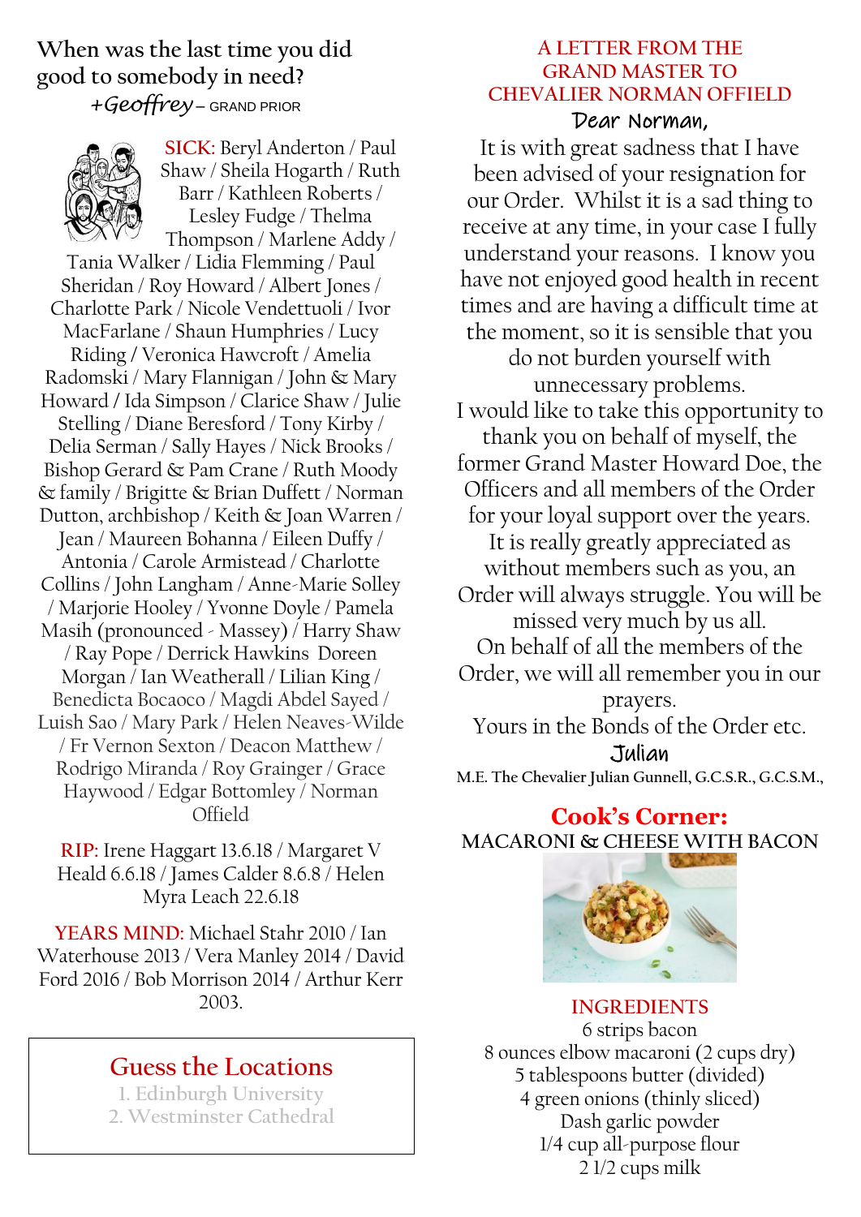**When was the last time you did good to somebody in need?**

*+Geoffrey* – GRAND PRIOR

**SICK:** Beryl Anderton / Paul Shaw / Sheila Hogarth / Ruth Barr / Kathleen Roberts / Lesley Fudge / Thelma Thompson / Marlene Addy / Tania Walker / Lidia Flemming / Paul Sheridan / Roy Howard / Albert Jones / Charlotte Park / Nicole Vendettuoli / Ivor MacFarlane / Shaun Humphries / Lucy Riding / Veronica Hawcroft / Amelia Radomski / Mary Flannigan / John & Mary Howard / Ida Simpson / Clarice Shaw / Julie Stelling / Diane Beresford / Tony Kirby / Delia Serman / Sally Hayes / Nick Brooks / Bishop Gerard & Pam Crane / Ruth Moody & family / Brigitte & Brian Duffett / Norman Dutton, archbishop / Keith & Joan Warren / Jean / Maureen Bohanna / Eileen Duffy / Antonia / Carole Armistead / Charlotte Collins / John Langham / Anne-Marie Solley / Marjorie Hooley / Yvonne Doyle / Pamela Masih (pronounced - Massey) / Harry Shaw / Ray Pope / Derrick Hawkins Doreen Morgan / Ian Weatherall / Lilian King / Benedicta Bocaoco / Magdi Abdel Sayed / Luish Sao / Mary Park / Helen Neaves-Wilde / Fr Vernon Sexton / Deacon Matthew / Rodrigo Miranda / Roy Grainger / Grace Haywood / Edgar Bottomley / Norman Offield

**RIP:** Irene Haggart 13.6.18 / Margaret V Heald 6.6.18 / James Calder 8.6.8 / Helen Myra Leach 22.6.18

**YEARS MIND:** Michael Stahr 2010 / Ian Waterhouse 2013 / Vera Manley 2014 / David Ford 2016 / Bob Morrison 2014 / Arthur Kerr 2003.

## Guess the Locations

1. Edinburgh University
2. Westminster Cathedral

## A LETTER FROM THE GRAND MASTER TO CHEVALIER NORMAN OFFIELD

Dear Norman,

It is with great sadness that I have been advised of your resignation for our Order. Whilst it is a sad thing to receive at any time, in your case I fully understand your reasons. I know you have not enjoyed good health in recent times and are having a difficult time at the moment, so it is sensible that you do not burden yourself with unnecessary problems.

I would like to take this opportunity to thank you on behalf of myself, the former Grand Master Howard Doe, the Officers and all members of the Order for your loyal support over the years. It is really greatly appreciated as without members such as you, an Order will always struggle. You will be missed very much by us all.

On behalf of all the members of the Order, we will all remember you in our prayers.

Yours in the Bonds of the Order etc.

Julian

**M.E. The Chevalier Julian Gunnell, G.C.S.R., G.C.S.M.,**

## Cook's Corner:

**MACARONI & CHEESE WITH BACON**

**INGREDIENTS**

6 strips bacon
8 ounces elbow macaroni (2 cups dry)
5 tablespoons butter (divided)
4 green onions (thinly sliced)
Dash garlic powder
1/4 cup all-purpose flour
2 1/2 cups milk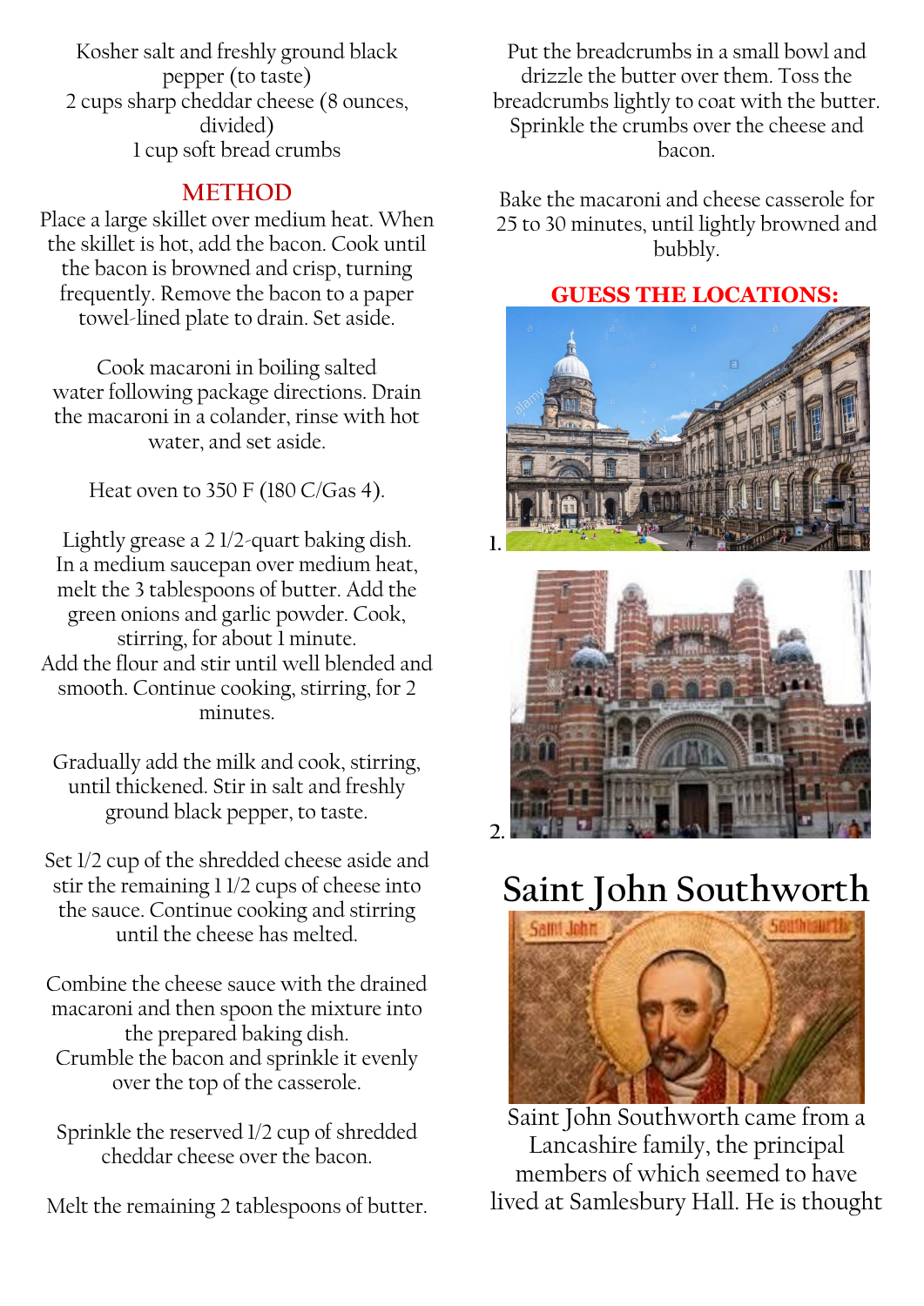Kosher salt and freshly ground black pepper (to taste)
2 cups sharp cheddar cheese (8 ounces, divided)
1 cup soft bread crumbs

## METHOD

Place a large skillet over medium heat. When the skillet is hot, add the bacon. Cook until the bacon is browned and crisp, turning frequently. Remove the bacon to a paper towel-lined plate to drain. Set aside.

Cook macaroni in boiling salted water following package directions. Drain the macaroni in a colander, rinse with hot water, and set aside.

Heat oven to 350 F (180 C/Gas 4).

Lightly grease a 2 1/2-quart baking dish. In a medium saucepan over medium heat, melt the 3 tablespoons of butter. Add the green onions and garlic powder. Cook, stirring, for about 1 minute.
Add the flour and stir until well blended and smooth. Continue cooking, stirring, for 2 minutes.

Gradually add the milk and cook, stirring, until thickened. Stir in salt and freshly ground black pepper, to taste.

Set 1/2 cup of the shredded cheese aside and stir the remaining 1 1/2 cups of cheese into the sauce. Continue cooking and stirring until the cheese has melted.

Combine the cheese sauce with the drained macaroni and then spoon the mixture into the prepared baking dish.
Crumble the bacon and sprinkle it evenly over the top of the casserole.

Sprinkle the reserved 1/2 cup of shredded cheddar cheese over the bacon.

Melt the remaining 2 tablespoons of butter.

Put the breadcrumbs in a small bowl and drizzle the butter over them. Toss the breadcrumbs lightly to coat with the butter. Sprinkle the crumbs over the cheese and bacon.

Bake the macaroni and cheese casserole for 25 to 30 minutes, until lightly browned and bubbly.

## GUESS THE LOCATIONS:

1.

2.

# Saint John Southworth

Saint John Southworth came from a Lancashire family, the principal members of which seemed to have lived at Samlesbury Hall. He is thought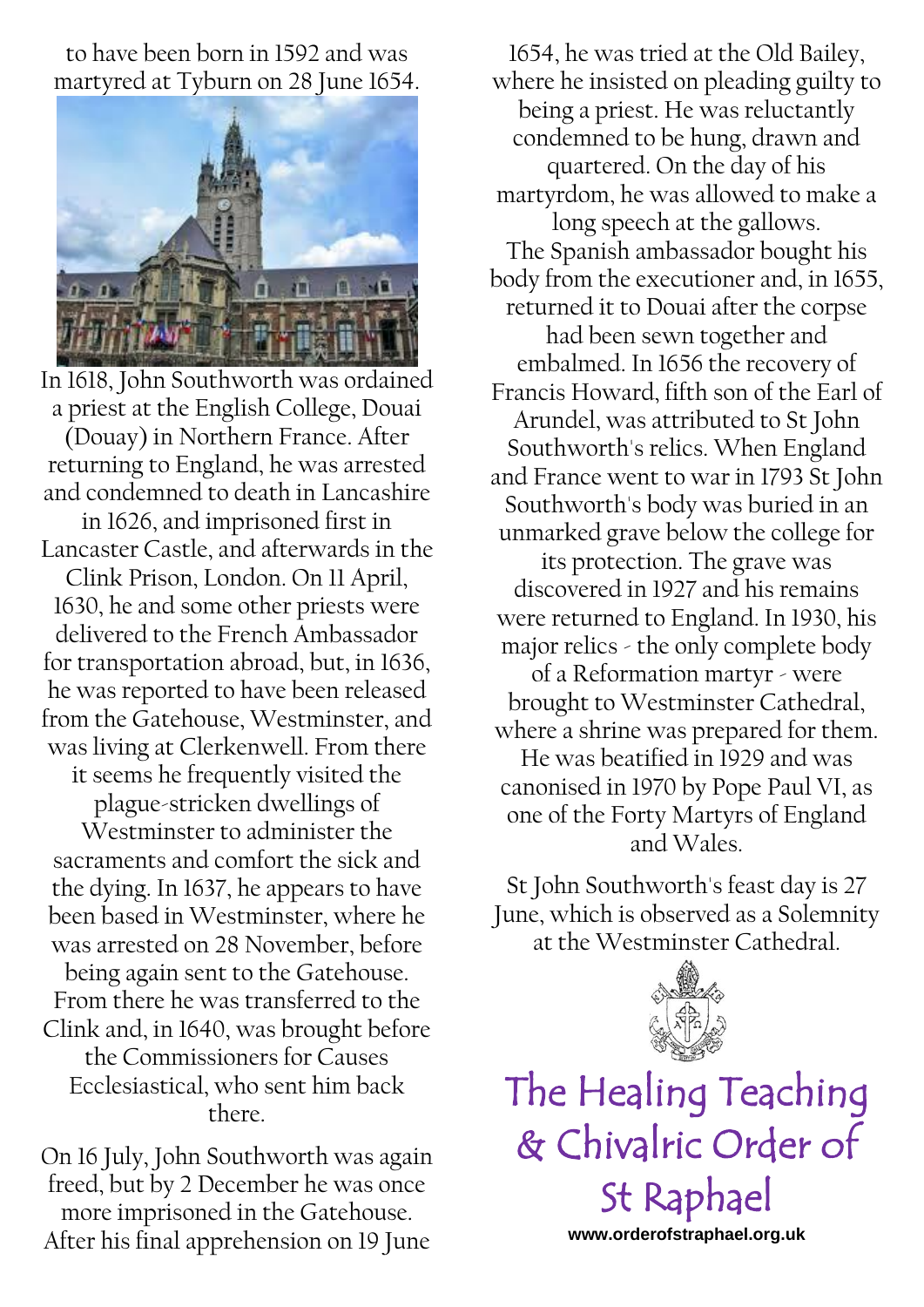to have been born in 1592 and was martyred at Tyburn on 28 June 1654.

In 1618, John Southworth was ordained a priest at the English College, Douai (Douay) in Northern France. After returning to England, he was arrested and condemned to death in Lancashire in 1626, and imprisoned first in Lancaster Castle, and afterwards in the Clink Prison, London. On 11 April, 1630, he and some other priests were delivered to the French Ambassador for transportation abroad, but, in 1636, he was reported to have been released from the Gatehouse, Westminster, and was living at Clerkenwell. From there it seems he frequently visited the plague-stricken dwellings of Westminster to administer the sacraments and comfort the sick and the dying. In 1637, he appears to have been based in Westminster, where he was arrested on 28 November, before being again sent to the Gatehouse. From there he was transferred to the Clink and, in 1640, was brought before the Commissioners for Causes Ecclesiastical, who sent him back there.

On 16 July, John Southworth was again freed, but by 2 December he was once more imprisoned in the Gatehouse. After his final apprehension on 19 June 1654, he was tried at the Old Bailey, where he insisted on pleading guilty to being a priest. He was reluctantly condemned to be hung, drawn and quartered. On the day of his martyrdom, he was allowed to make a long speech at the gallows. The Spanish ambassador bought his body from the executioner and, in 1655, returned it to Douai after the corpse had been sewn together and embalmed. In 1656 the recovery of Francis Howard, fifth son of the Earl of Arundel, was attributed to St John Southworth's relics. When England and France went to war in 1793 St John Southworth's body was buried in an unmarked grave below the college for its protection. The grave was discovered in 1927 and his remains were returned to England. In 1930, his major relics - the only complete body of a Reformation martyr - were brought to Westminster Cathedral, where a shrine was prepared for them. He was beatified in 1929 and was canonised in 1970 by Pope Paul VI, as one of the Forty Martyrs of England and Wales.

St John Southworth's feast day is 27 June, which is observed as a Solemnity at the Westminster Cathedral.

# The Healing Teaching & Chivalric Order of St Raphael

**www.orderofstraphael.org.uk**